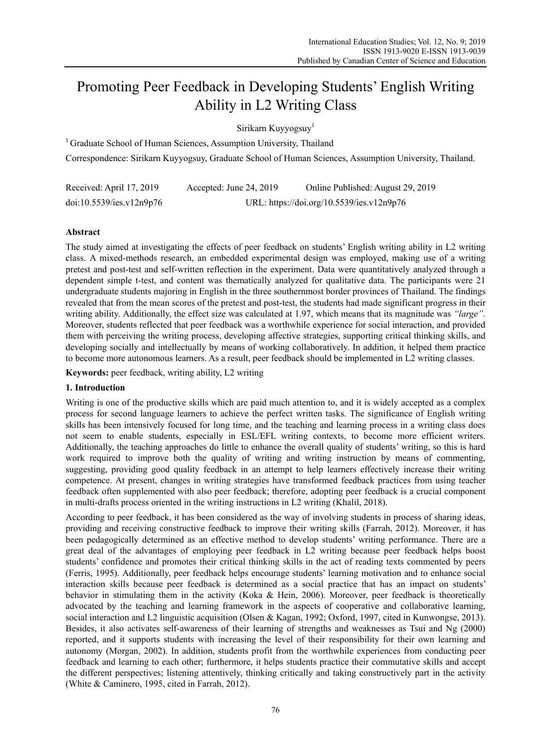# Promoting Peer Feedback in Developing Students' English Writing Ability in L2 Writing Class

Sirikarn Kuyyogsuy[1]

[1] Graduate School of Human Sciences, Assumption University, Thailand

Correspondence: Sirikarn Kuyyogsuy, Graduate School of Human Sciences, Assumption University, Thailand.

Received: April 17, 2019 Accepted: June 24, 2019 Online Published: August 29, 2019

doi:10.5539/ies.v12n9p76 URL: https://doi.org/10.5539/ies.v12n9p76

## Abstract

The study aimed at investigating the effects of peer feedback on students' English writing ability in L2 writing class. A mixed-methods research, an embedded experimental design was employed, making use of a writing pretest and post-test and self-written reflection in the experiment. Data were quantitatively analyzed through a dependent simple t-test, and content was thematically analyzed for qualitative data. The participants were 21 undergraduate students majoring in English in the three southernmost border provinces of Thailand. The findings revealed that from the mean scores of the pretest and post-test, the students had made significant progress in their writing ability. Additionally, the effect size was calculated at 1.97, which means that its magnitude was *"large".* Moreover, students reflected that peer feedback was a worthwhile experience for social interaction, and provided them with perceiving the writing process, developing affective strategies, supporting critical thinking skills, and developing socially and intellectually by means of working collaboratively. In addition, it helped them practice to become more autonomous learners. As a result, peer feedback should be implemented in L2 writing classes.

**Keywords:** peer feedback, writing ability, L2 writing

## 1. Introduction

Writing is one of the productive skills which are paid much attention to, and it is widely accepted as a complex process for second language learners to achieve the perfect written tasks. The significance of English writing skills has been intensively focused for long time, and the teaching and learning process in a writing class does not seem to enable students, especially in ESL/EFL writing contexts, to become more efficient writers. Additionally, the teaching approaches do little to enhance the overall quality of students' writing, so this is hard work required to improve both the quality of writing and writing instruction by means of commenting, suggesting, providing good quality feedback in an attempt to help learners effectively increase their writing competence. At present, changes in writing strategies have transformed feedback practices from using teacher feedback often supplemented with also peer feedback; therefore, adopting peer feedback is a crucial component in multi-drafts process oriented in the writing instructions in L2 writing (Khalil, 2018).

According to peer feedback, it has been considered as the way of involving students in process of sharing ideas, providing and receiving constructive feedback to improve their writing skills (Farrah, 2012). Moreover, it has been pedagogically determined as an effective method to develop students' writing performance. There are a great deal of the advantages of employing peer feedback in L2 writing because peer feedback helps boost students' confidence and promotes their critical thinking skills in the act of reading texts commented by peers (Ferris, 1995). Additionally, peer feedback helps encourage students' learning motivation and to enhance social interaction skills because peer feedback is determined as a social practice that has an impact on students' behavior in stimulating them in the activity (Koka & Hein, 2006). Moreover, peer feedback is theoretically advocated by the teaching and learning framework in the aspects of cooperative and collaborative learning, social interaction and L2 linguistic acquisition (Olsen & Kagan, 1992; Oxford, 1997, cited in Kunwongse, 2013). Besides, it also activates self-awareness of their learning of strengths and weaknesses as Tsui and Ng (2000) reported, and it supports students with increasing the level of their responsibility for their own learning and autonomy (Morgan, 2002). In addition, students profit from the worthwhile experiences from conducting peer feedback and learning to each other; furthermore, it helps students practice their commutative skills and accept the different perspectives; listening attentively, thinking critically and taking constructively part in the activity (White & Caminero, 1995, cited in Farrah, 2012).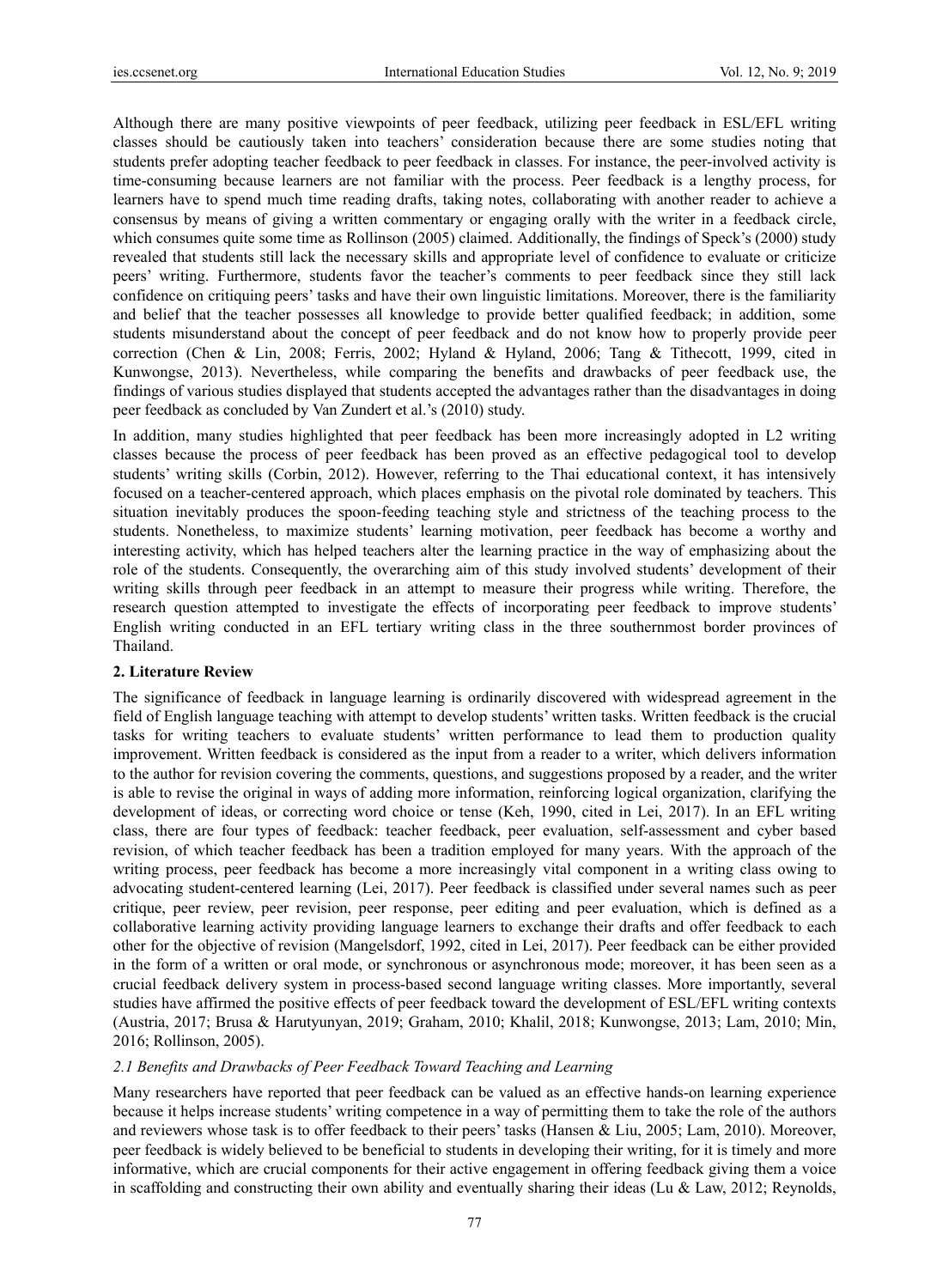Although there are many positive viewpoints of peer feedback, utilizing peer feedback in ESL/EFL writing classes should be cautiously taken into teachers' consideration because there are some studies noting that students prefer adopting teacher feedback to peer feedback in classes. For instance, the peer-involved activity is time-consuming because learners are not familiar with the process. Peer feedback is a lengthy process, for learners have to spend much time reading drafts, taking notes, collaborating with another reader to achieve a consensus by means of giving a written commentary or engaging orally with the writer in a feedback circle, which consumes quite some time as Rollinson (2005) claimed. Additionally, the findings of Speck's (2000) study revealed that students still lack the necessary skills and appropriate level of confidence to evaluate or criticize peers' writing. Furthermore, students favor the teacher's comments to peer feedback since they still lack confidence on critiquing peers' tasks and have their own linguistic limitations. Moreover, there is the familiarity and belief that the teacher possesses all knowledge to provide better qualified feedback; in addition, some students misunderstand about the concept of peer feedback and do not know how to properly provide peer correction (Chen & Lin, 2008; Ferris, 2002; Hyland & Hyland, 2006; Tang & Tithecott, 1999, cited in Kunwongse, 2013). Nevertheless, while comparing the benefits and drawbacks of peer feedback use, the findings of various studies displayed that students accepted the advantages rather than the disadvantages in doing peer feedback as concluded by Van Zundert et al.'s (2010) study.

In addition, many studies highlighted that peer feedback has been more increasingly adopted in L2 writing classes because the process of peer feedback has been proved as an effective pedagogical tool to develop students' writing skills (Corbin, 2012). However, referring to the Thai educational context, it has intensively focused on a teacher-centered approach, which places emphasis on the pivotal role dominated by teachers. This situation inevitably produces the spoon-feeding teaching style and strictness of the teaching process to the students. Nonetheless, to maximize students' learning motivation, peer feedback has become a worthy and interesting activity, which has helped teachers alter the learning practice in the way of emphasizing about the role of the students. Consequently, the overarching aim of this study involved students' development of their writing skills through peer feedback in an attempt to measure their progress while writing. Therefore, the research question attempted to investigate the effects of incorporating peer feedback to improve students' English writing conducted in an EFL tertiary writing class in the three southernmost border provinces of Thailand.

## 2. Literature Review

The significance of feedback in language learning is ordinarily discovered with widespread agreement in the field of English language teaching with attempt to develop students' written tasks. Written feedback is the crucial tasks for writing teachers to evaluate students' written performance to lead them to production quality improvement. Written feedback is considered as the input from a reader to a writer, which delivers information to the author for revision covering the comments, questions, and suggestions proposed by a reader, and the writer is able to revise the original in ways of adding more information, reinforcing logical organization, clarifying the development of ideas, or correcting word choice or tense (Keh, 1990, cited in Lei, 2017). In an EFL writing class, there are four types of feedback: teacher feedback, peer evaluation, self-assessment and cyber based revision, of which teacher feedback has been a tradition employed for many years. With the approach of the writing process, peer feedback has become a more increasingly vital component in a writing class owing to advocating student-centered learning (Lei, 2017). Peer feedback is classified under several names such as peer critique, peer review, peer revision, peer response, peer editing and peer evaluation, which is defined as a collaborative learning activity providing language learners to exchange their drafts and offer feedback to each other for the objective of revision (Mangelsdorf, 1992, cited in Lei, 2017). Peer feedback can be either provided in the form of a written or oral mode, or synchronous or asynchronous mode; moreover, it has been seen as a crucial feedback delivery system in process-based second language writing classes. More importantly, several studies have affirmed the positive effects of peer feedback toward the development of ESL/EFL writing contexts (Austria, 2017; Brusa & Harutyunyan, 2019; Graham, 2010; Khalil, 2018; Kunwongse, 2013; Lam, 2010; Min, 2016; Rollinson, 2005).

### *2.1 Benefits and Drawbacks of Peer Feedback Toward Teaching and Learning*

Many researchers have reported that peer feedback can be valued as an effective hands-on learning experience because it helps increase students' writing competence in a way of permitting them to take the role of the authors and reviewers whose task is to offer feedback to their peers' tasks (Hansen & Liu, 2005; Lam, 2010). Moreover, peer feedback is widely believed to be beneficial to students in developing their writing, for it is timely and more informative, which are crucial components for their active engagement in offering feedback giving them a voice in scaffolding and constructing their own ability and eventually sharing their ideas (Lu & Law, 2012; Reynolds,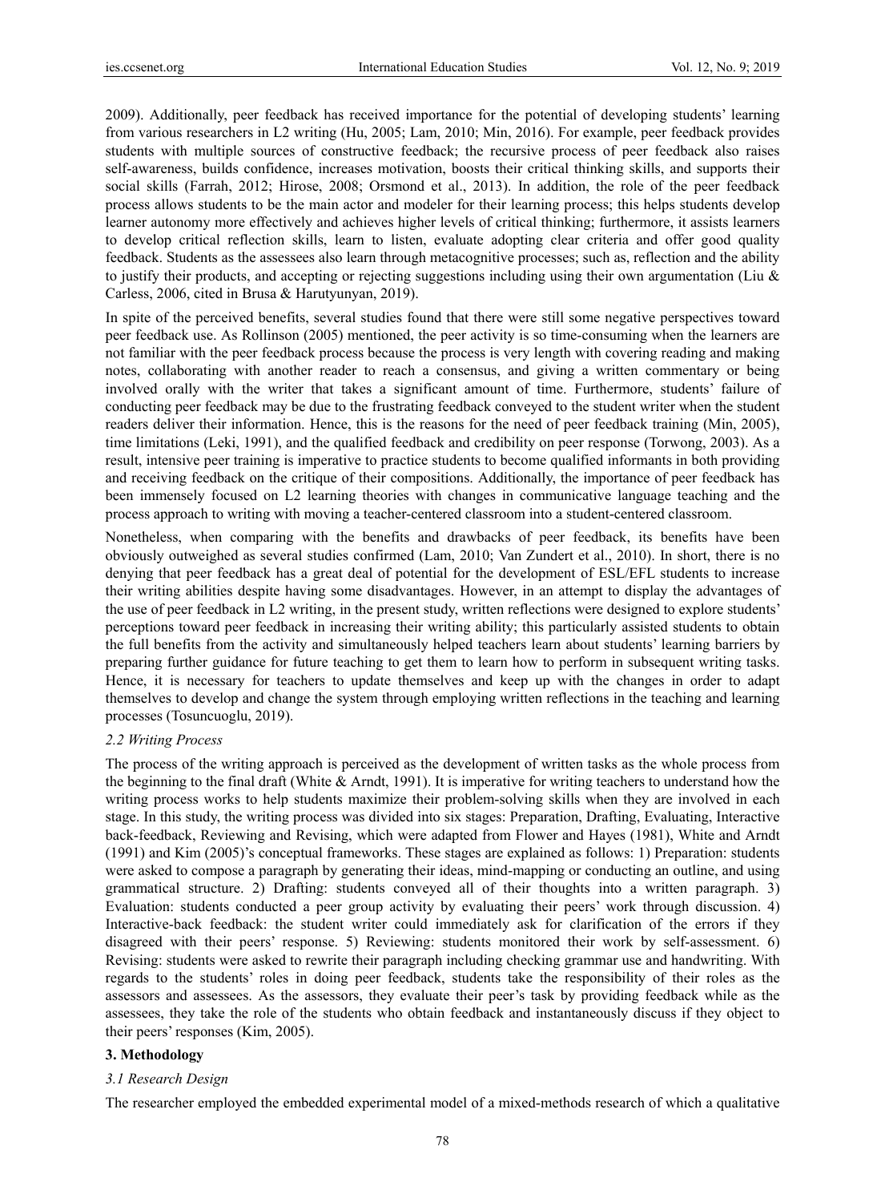2009). Additionally, peer feedback has received importance for the potential of developing students' learning from various researchers in L2 writing (Hu, 2005; Lam, 2010; Min, 2016). For example, peer feedback provides students with multiple sources of constructive feedback; the recursive process of peer feedback also raises self-awareness, builds confidence, increases motivation, boosts their critical thinking skills, and supports their social skills (Farrah, 2012; Hirose, 2008; Orsmond et al., 2013). In addition, the role of the peer feedback process allows students to be the main actor and modeler for their learning process; this helps students develop learner autonomy more effectively and achieves higher levels of critical thinking; furthermore, it assists learners to develop critical reflection skills, learn to listen, evaluate adopting clear criteria and offer good quality feedback. Students as the assessees also learn through metacognitive processes; such as, reflection and the ability to justify their products, and accepting or rejecting suggestions including using their own argumentation (Liu & Carless, 2006, cited in Brusa & Harutyunyan, 2019).

In spite of the perceived benefits, several studies found that there were still some negative perspectives toward peer feedback use. As Rollinson (2005) mentioned, the peer activity is so time-consuming when the learners are not familiar with the peer feedback process because the process is very length with covering reading and making notes, collaborating with another reader to reach a consensus, and giving a written commentary or being involved orally with the writer that takes a significant amount of time. Furthermore, students' failure of conducting peer feedback may be due to the frustrating feedback conveyed to the student writer when the student readers deliver their information. Hence, this is the reasons for the need of peer feedback training (Min, 2005), time limitations (Leki, 1991), and the qualified feedback and credibility on peer response (Torwong, 2003). As a result, intensive peer training is imperative to practice students to become qualified informants in both providing and receiving feedback on the critique of their compositions. Additionally, the importance of peer feedback has been immensely focused on L2 learning theories with changes in communicative language teaching and the process approach to writing with moving a teacher-centered classroom into a student-centered classroom.

Nonetheless, when comparing with the benefits and drawbacks of peer feedback, its benefits have been obviously outweighed as several studies confirmed (Lam, 2010; Van Zundert et al., 2010). In short, there is no denying that peer feedback has a great deal of potential for the development of ESL/EFL students to increase their writing abilities despite having some disadvantages. However, in an attempt to display the advantages of the use of peer feedback in L2 writing, in the present study, written reflections were designed to explore students' perceptions toward peer feedback in increasing their writing ability; this particularly assisted students to obtain the full benefits from the activity and simultaneously helped teachers learn about students' learning barriers by preparing further guidance for future teaching to get them to learn how to perform in subsequent writing tasks. Hence, it is necessary for teachers to update themselves and keep up with the changes in order to adapt themselves to develop and change the system through employing written reflections in the teaching and learning processes (Tosuncuoglu, 2019).

### *2.2 Writing Process*

The process of the writing approach is perceived as the development of written tasks as the whole process from the beginning to the final draft (White & Arndt, 1991). It is imperative for writing teachers to understand how the writing process works to help students maximize their problem-solving skills when they are involved in each stage. In this study, the writing process was divided into six stages: Preparation, Drafting, Evaluating, Interactive back-feedback, Reviewing and Revising, which were adapted from Flower and Hayes (1981), White and Arndt (1991) and Kim (2005)'s conceptual frameworks. These stages are explained as follows: 1) Preparation: students were asked to compose a paragraph by generating their ideas, mind-mapping or conducting an outline, and using grammatical structure. 2) Drafting: students conveyed all of their thoughts into a written paragraph. 3) Evaluation: students conducted a peer group activity by evaluating their peers' work through discussion. 4) Interactive-back feedback: the student writer could immediately ask for clarification of the errors if they disagreed with their peers' response. 5) Reviewing: students monitored their work by self-assessment. 6) Revising: students were asked to rewrite their paragraph including checking grammar use and handwriting. With regards to the students' roles in doing peer feedback, students take the responsibility of their roles as the assessors and assessees. As the assessors, they evaluate their peer's task by providing feedback while as the assessees, they take the role of the students who obtain feedback and instantaneously discuss if they object to their peers' responses (Kim, 2005).

## **3. Methodology**

### *3.1 Research Design*

The researcher employed the embedded experimental model of a mixed-methods research of which a qualitative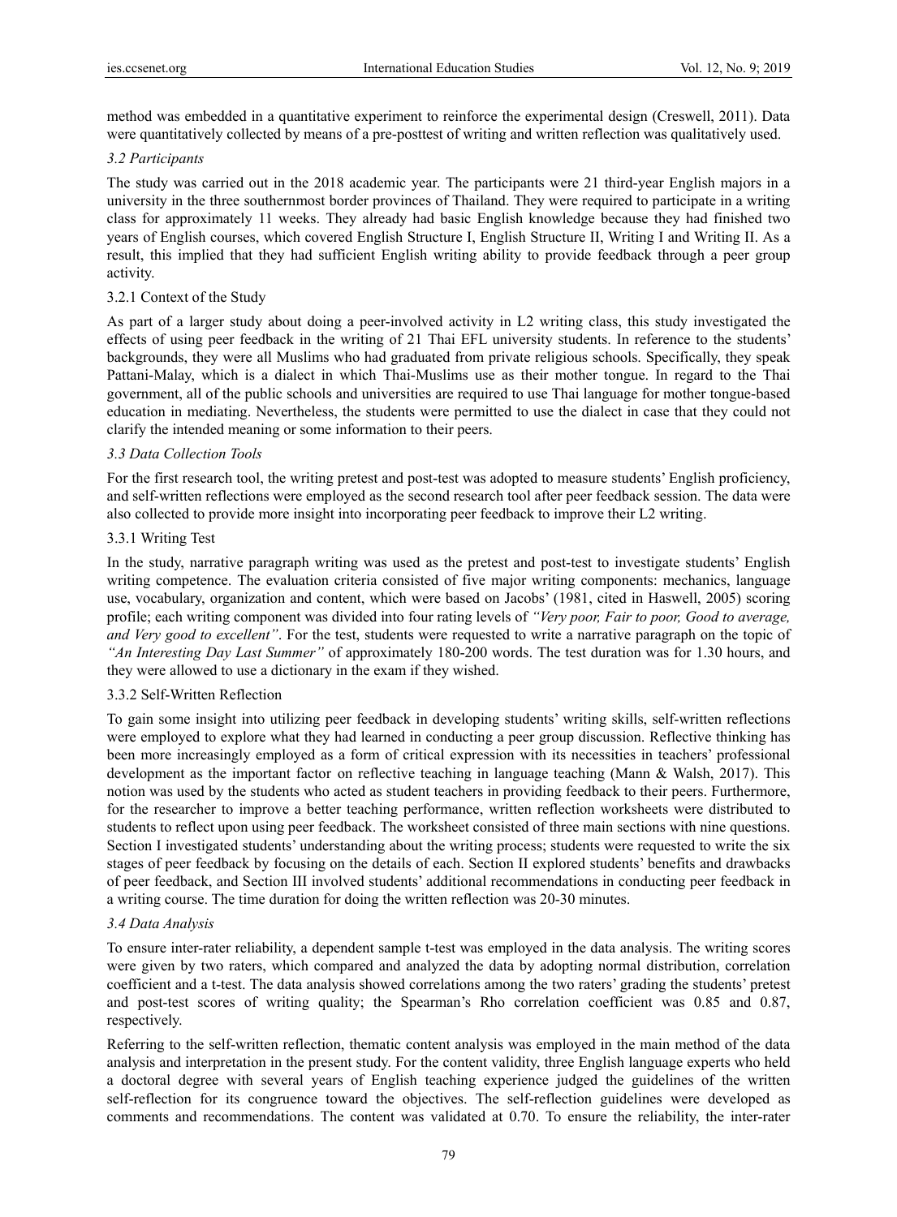method was embedded in a quantitative experiment to reinforce the experimental design (Creswell, 2011). Data were quantitatively collected by means of a pre-posttest of writing and written reflection was qualitatively used.

### *3.2 Participants*

The study was carried out in the 2018 academic year. The participants were 21 third-year English majors in a university in the three southernmost border provinces of Thailand. They were required to participate in a writing class for approximately 11 weeks. They already had basic English knowledge because they had finished two years of English courses, which covered English Structure I, English Structure II, Writing I and Writing II. As a result, this implied that they had sufficient English writing ability to provide feedback through a peer group activity.

#### 3.2.1 Context of the Study

As part of a larger study about doing a peer-involved activity in L2 writing class, this study investigated the effects of using peer feedback in the writing of 21 Thai EFL university students. In reference to the students' backgrounds, they were all Muslims who had graduated from private religious schools. Specifically, they speak Pattani-Malay, which is a dialect in which Thai-Muslims use as their mother tongue. In regard to the Thai government, all of the public schools and universities are required to use Thai language for mother tongue-based education in mediating. Nevertheless, the students were permitted to use the dialect in case that they could not clarify the intended meaning or some information to their peers.

### *3.3 Data Collection Tools*

For the first research tool, the writing pretest and post-test was adopted to measure students' English proficiency, and self-written reflections were employed as the second research tool after peer feedback session. The data were also collected to provide more insight into incorporating peer feedback to improve their L2 writing.

#### 3.3.1 Writing Test

In the study, narrative paragraph writing was used as the pretest and post-test to investigate students' English writing competence. The evaluation criteria consisted of five major writing components: mechanics, language use, vocabulary, organization and content, which were based on Jacobs' (1981, cited in Haswell, 2005) scoring profile; each writing component was divided into four rating levels of *"Very poor, Fair to poor, Good to average, and Very good to excellent"*. For the test, students were requested to write a narrative paragraph on the topic of *"An Interesting Day Last Summer"* of approximately 180-200 words. The test duration was for 1.30 hours, and they were allowed to use a dictionary in the exam if they wished.

#### 3.3.2 Self-Written Reflection

To gain some insight into utilizing peer feedback in developing students' writing skills, self-written reflections were employed to explore what they had learned in conducting a peer group discussion. Reflective thinking has been more increasingly employed as a form of critical expression with its necessities in teachers' professional development as the important factor on reflective teaching in language teaching (Mann & Walsh, 2017). This notion was used by the students who acted as student teachers in providing feedback to their peers. Furthermore, for the researcher to improve a better teaching performance, written reflection worksheets were distributed to students to reflect upon using peer feedback. The worksheet consisted of three main sections with nine questions. Section I investigated students' understanding about the writing process; students were requested to write the six stages of peer feedback by focusing on the details of each. Section II explored students' benefits and drawbacks of peer feedback, and Section III involved students' additional recommendations in conducting peer feedback in a writing course. The time duration for doing the written reflection was 20-30 minutes.

### *3.4 Data Analysis*

To ensure inter-rater reliability, a dependent sample t-test was employed in the data analysis. The writing scores were given by two raters, which compared and analyzed the data by adopting normal distribution, correlation coefficient and a t-test. The data analysis showed correlations among the two raters' grading the students' pretest and post-test scores of writing quality; the Spearman's Rho correlation coefficient was 0.85 and 0.87, respectively.

Referring to the self-written reflection, thematic content analysis was employed in the main method of the data analysis and interpretation in the present study. For the content validity, three English language experts who held a doctoral degree with several years of English teaching experience judged the guidelines of the written self-reflection for its congruence toward the objectives. The self-reflection guidelines were developed as comments and recommendations. The content was validated at 0.70. To ensure the reliability, the inter-rater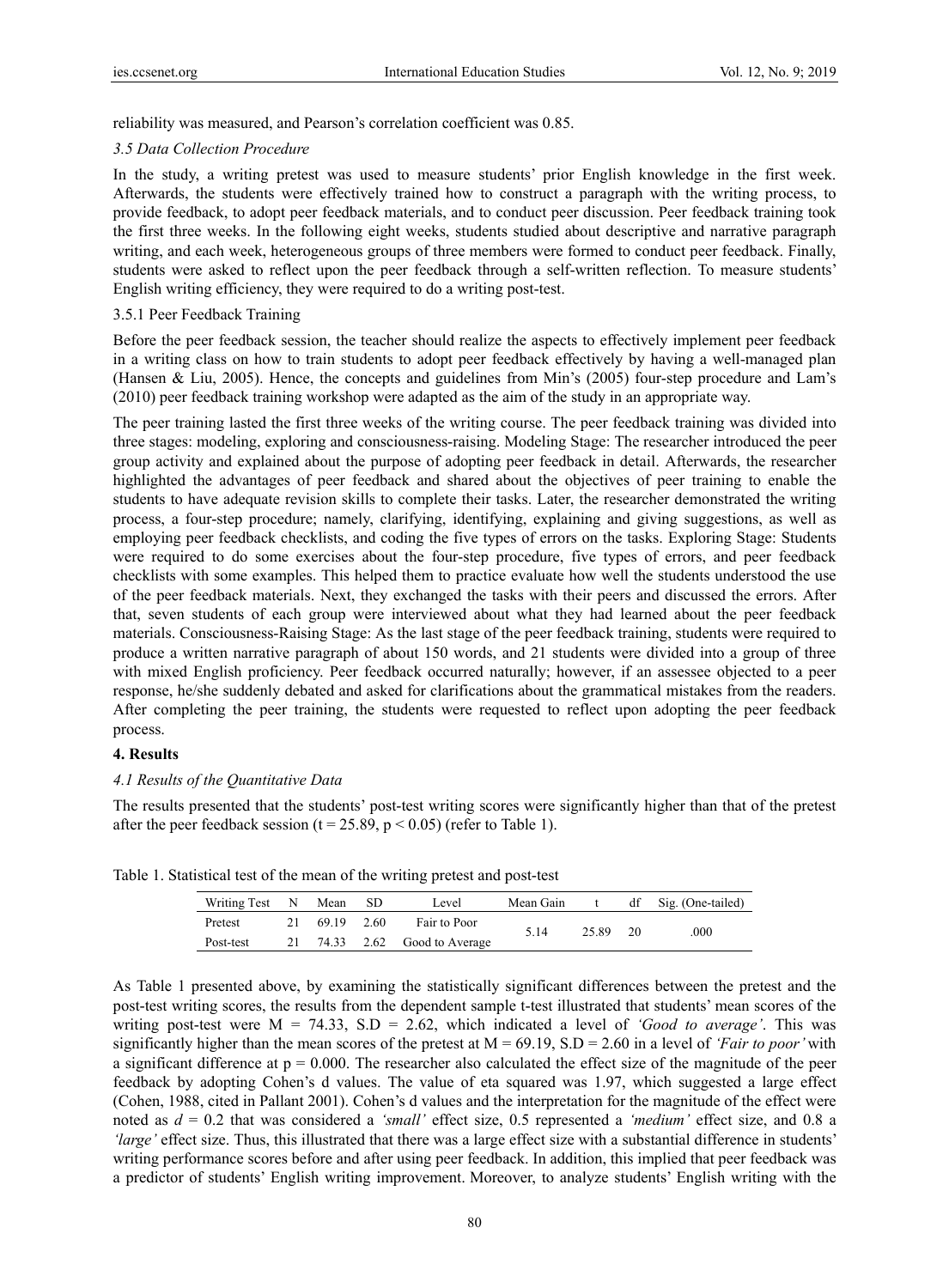reliability was measured, and Pearson's correlation coefficient was 0.85.

### *3.5 Data Collection Procedure*

In the study, a writing pretest was used to measure students' prior English knowledge in the first week. Afterwards, the students were effectively trained how to construct a paragraph with the writing process, to provide feedback, to adopt peer feedback materials, and to conduct peer discussion. Peer feedback training took the first three weeks. In the following eight weeks, students studied about descriptive and narrative paragraph writing, and each week, heterogeneous groups of three members were formed to conduct peer feedback. Finally, students were asked to reflect upon the peer feedback through a self-written reflection. To measure students' English writing efficiency, they were required to do a writing post-test.

#### 3.5.1 Peer Feedback Training

Before the peer feedback session, the teacher should realize the aspects to effectively implement peer feedback in a writing class on how to train students to adopt peer feedback effectively by having a well-managed plan (Hansen & Liu, 2005). Hence, the concepts and guidelines from Min's (2005) four-step procedure and Lam's (2010) peer feedback training workshop were adapted as the aim of the study in an appropriate way.

The peer training lasted the first three weeks of the writing course. The peer feedback training was divided into three stages: modeling, exploring and consciousness-raising. Modeling Stage: The researcher introduced the peer group activity and explained about the purpose of adopting peer feedback in detail. Afterwards, the researcher highlighted the advantages of peer feedback and shared about the objectives of peer training to enable the students to have adequate revision skills to complete their tasks. Later, the researcher demonstrated the writing process, a four-step procedure; namely, clarifying, identifying, explaining and giving suggestions, as well as employing peer feedback checklists, and coding the five types of errors on the tasks. Exploring Stage: Students were required to do some exercises about the four-step procedure, five types of errors, and peer feedback checklists with some examples. This helped them to practice evaluate how well the students understood the use of the peer feedback materials. Next, they exchanged the tasks with their peers and discussed the errors. After that, seven students of each group were interviewed about what they had learned about the peer feedback materials. Consciousness-Raising Stage: As the last stage of the peer feedback training, students were required to produce a written narrative paragraph of about 150 words, and 21 students were divided into a group of three with mixed English proficiency. Peer feedback occurred naturally; however, if an assessee objected to a peer response, he/she suddenly debated and asked for clarifications about the grammatical mistakes from the readers. After completing the peer training, the students were requested to reflect upon adopting the peer feedback process.

## 4. Results

### *4.1 Results of the Quantitative Data*

The results presented that the students' post-test writing scores were significantly higher than that of the pretest after the peer feedback session ($t = 25.89$, $p < 0.05$) (refer to Table 1).

Table 1. Statistical test of the mean of the writing pretest and post-test

| Writing Test | N | Mean | SD | Level | Mean Gain | t | df | Sig. (One-tailed) |
|---|---|---|---|---|---|---|---|---|
| Pretest | 21 | 69.19 | 2.60 | Fair to Poor | 5.14 | 25.89 | 20 | .000 |
| Post-test | 21 | 74.33 | 2.62 | Good to Average | | | | |

As Table 1 presented above, by examining the statistically significant differences between the pretest and the post-test writing scores, the results from the dependent sample t-test illustrated that students' mean scores of the writing post-test were M = 74.33, S.D = 2.62, which indicated a level of *'Good to average'*. This was significantly higher than the mean scores of the pretest at M = 69.19, S.D = 2.60 in a level of *'Fair to poor'* with a significant difference at $p = 0.000$. The researcher also calculated the effect size of the magnitude of the peer feedback by adopting Cohen's d values. The value of eta squared was 1.97, which suggested a large effect (Cohen, 1988, cited in Pallant 2001). Cohen's d values and the interpretation for the magnitude of the effect were noted as $d = 0.2$ that was considered a *'small'* effect size, 0.5 represented a *'medium'* effect size, and 0.8 a *'large'* effect size. Thus, this illustrated that there was a large effect size with a substantial difference in students' writing performance scores before and after using peer feedback. In addition, this implied that peer feedback was a predictor of students' English writing improvement. Moreover, to analyze students' English writing with the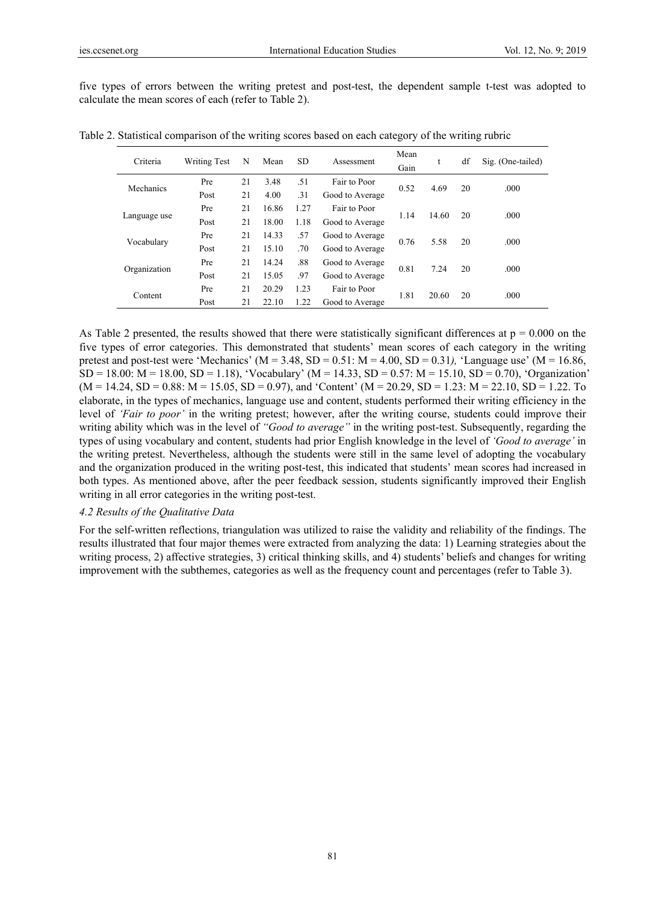five types of errors between the writing pretest and post-test, the dependent sample t-test was adopted to calculate the mean scores of each (refer to Table 2).

Table 2. Statistical comparison of the writing scores based on each category of the writing rubric

| Criteria | Writing Test | N | Mean | SD | Assessment | Mean Gain | t | df | Sig. (One-tailed) |
|---|---|---|---|---|---|---|---|---|---|
| Mechanics | Pre | 21 | 3.48 | .51 | Fair to Poor | 0.52 | 4.69 | 20 | .000 |
| | Post | 21 | 4.00 | .31 | Good to Average | | | | |
| Language use | Pre | 21 | 16.86 | 1.27 | Fair to Poor | 1.14 | 14.60 | 20 | .000 |
| | Post | 21 | 18.00 | 1.18 | Good to Average | | | | |
| Vocabulary | Pre | 21 | 14.33 | .57 | Good to Average | 0.76 | 5.58 | 20 | .000 |
| | Post | 21 | 15.10 | .70 | Good to Average | | | | |
| Organization | Pre | 21 | 14.24 | .88 | Good to Average | 0.81 | 7.24 | 20 | .000 |
| | Post | 21 | 15.05 | .97 | Good to Average | | | | |
| Content | Pre | 21 | 20.29 | 1.23 | Fair to Poor | 1.81 | 20.60 | 20 | .000 |
| | Post | 21 | 22.10 | 1.22 | Good to Average | | | | |

As Table 2 presented, the results showed that there were statistically significant differences at $p = 0.000$ on the five types of error categories. This demonstrated that students' mean scores of each category in the writing pretest and post-test were 'Mechanics' (M = 3.48, SD = 0.51: M = 4.00, SD = 0.31*),* 'Language use' (M = 16.86, SD = 18.00: M = 18.00, SD = 1.18), 'Vocabulary' (M = 14.33, SD = 0.57: M = 15.10, SD = 0.70), 'Organization' (M = 14.24, SD = 0.88: M = 15.05, SD = 0.97), and 'Content' (M = 20.29, SD = 1.23: M = 22.10, SD = 1.22. To elaborate, in the types of mechanics, language use and content, students performed their writing efficiency in the level of *'Fair to poor'* in the writing pretest; however, after the writing course, students could improve their writing ability which was in the level of *"Good to average"* in the writing post-test. Subsequently, regarding the types of using vocabulary and content, students had prior English knowledge in the level of *'Good to average'* in the writing pretest. Nevertheless, although the students were still in the same level of adopting the vocabulary and the organization produced in the writing post-test, this indicated that students' mean scores had increased in both types. As mentioned above, after the peer feedback session, students significantly improved their English writing in all error categories in the writing post-test.

### *4.2 Results of the Qualitative Data*

For the self-written reflections, triangulation was utilized to raise the validity and reliability of the findings. The results illustrated that four major themes were extracted from analyzing the data: 1) Learning strategies about the writing process, 2) affective strategies, 3) critical thinking skills, and 4) students' beliefs and changes for writing improvement with the subthemes, categories as well as the frequency count and percentages (refer to Table 3).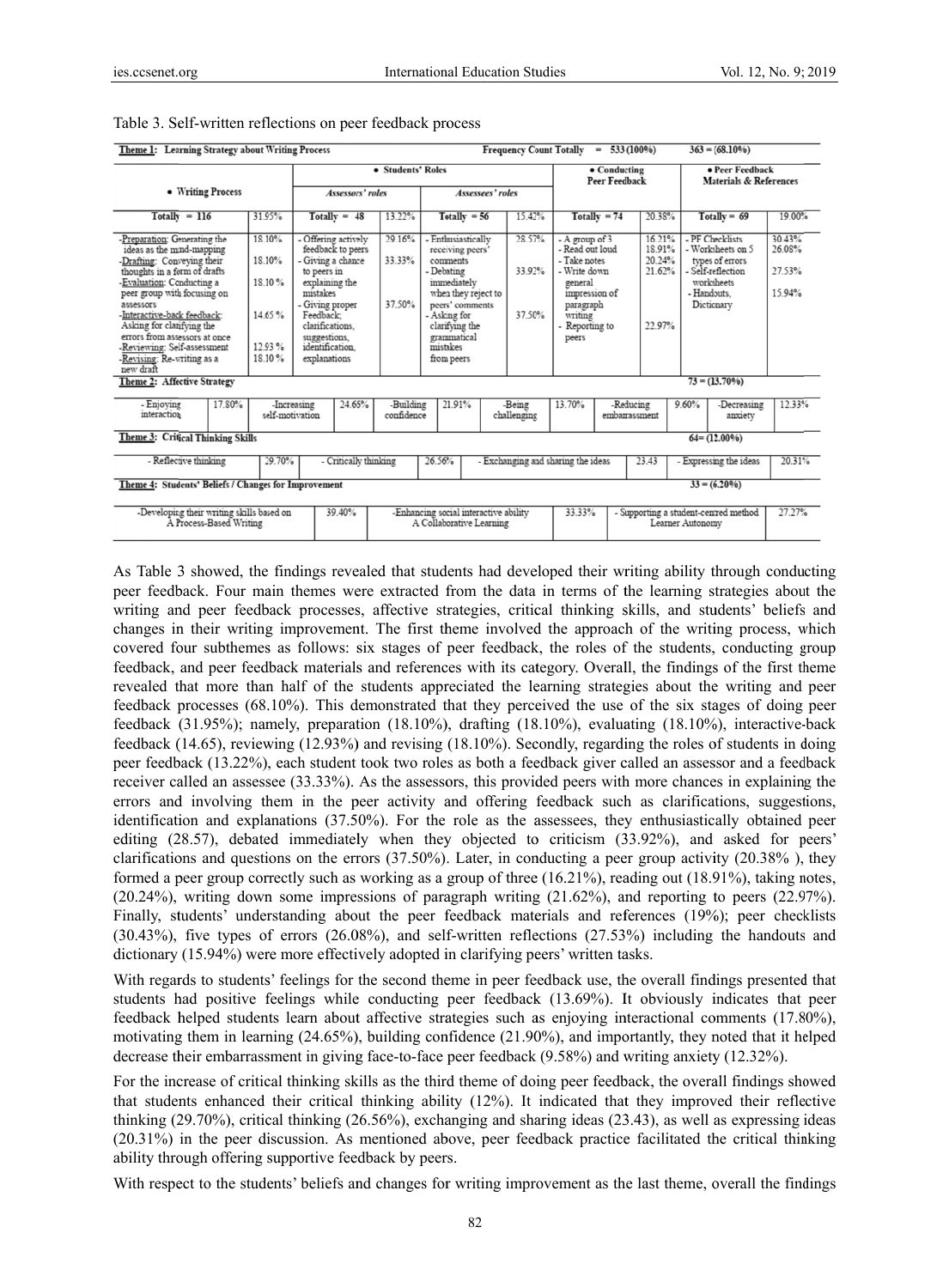Table 3. Self-written reflections on peer feedback process

| **Theme 1:** Learning Strategy about Writing Process | | | | | | Frequency Count Totally = 533 (100%) | | 363 = (68.10%) | |
|---|---|---|---|---|---|---|---|---|---|
| • Writing Process | | • Students' Roles | | | | • Conducting Peer Feedback | | • Peer Feedback Materials & References | |
| | | *Assessors' roles* | | *Assessees' roles* | | | | | |
| Totally = 116 | 31.95% | Totally = 48 | 13.22% | Totally = 56 | 15.42% | Totally = 74 | 20.38% | Totally = 69 | 19.00% |
| -Preparation: Generating the ideas as the mind-mapping | 18.10% | - Offering actively feedback to peers | 29.16% | - Enthusiastically receiving peers' comments | 28.57% | - A group of 3 | 16.21% | - PF Checklists | 30.43% |
| -Drafting: Conveying their thoughts in a form of drafts | 18.10% | - Giving a chance to peers in explaining the mistakes | 33.33% | - Debating immediately when they reject to peers' comments | 33.92% | - Read out loud | 18.91% | - Worksheets on 5 types of errors | 26.08% |
| -Evaluation: Conducting a peer group with focusing on assessors | 18.10 % | - Giving proper Feedback; clarifications, suggestions, identification, explanations | 37.50% | - Asking for clarifying the grammatical mistakes from peers | 37.50% | - Take notes | 20.24% | - Self-reflection worksheets | 27.53% |
| -Interactive-back feedback: Asking for clarifying the errors from assessors at once | 14.65 % | | | | | - Write down general impression of paragraph writing | 21.62% | - Handouts, Dictionary | 15.94% |
| -Reviewing: Self-assessment | 12.93 % | | | | | - Reporting to peers | 22.97% | | |
| -Revising: Re-writing as a new draft | 18.10 % | | | | | | | | |

| **Theme 2:** Affective Strategy | | | | | | | | | | | 73 = (13.70%) |
|---|---|---|---|---|---|---|---|---|---|---|---|
| - Enjoying interaction | 17.80% | -Increasing self-motivation | 24.65% | -Building confidence | 21.91% | -Being challenging | 13.70% | -Reducing embarrassment | 9.60% | -Decreasing anxiety | 12.33% |

| **Theme 3:** Critical Thinking Skills | | | | | | | 64= (12.00%) |
|---|---|---|---|---|---|---|---|
| - Reflective thinking | 29.70% | - Critically thinking | 26.56% | - Exchanging and sharing the ideas | 23.43 | - Expressing the ideas | 20.31% |

| **Theme 4:** Students' Beliefs / Changes for Improvement | | | | | 33 = (6.20%) |
|---|---|---|---|---|---|
| -Developing their writing skills based on A Process-Based Writing | 39.40% | -Enhancing social interactive ability A Collaborative Learning | 33.33% | - Supporting a student-centred method Learner Autonomy | 27.27% |

As Table 3 showed, the findings revealed that students had developed their writing ability through conducting peer feedback. Four main themes were extracted from the data in terms of the learning strategies about the writing and peer feedback processes, affective strategies, critical thinking skills, and students' beliefs and changes in their writing improvement. The first theme involved the approach of the writing process, which covered four subthemes as follows: six stages of peer feedback, the roles of the students, conducting group feedback, and peer feedback materials and references with its category. Overall, the findings of the first theme revealed that more than half of the students appreciated the learning strategies about the writing and peer feedback processes (68.10%). This demonstrated that they perceived the use of the six stages of doing peer feedback (31.95%); namely, preparation (18.10%), drafting (18.10%), evaluating (18.10%), interactive-back feedback (14.65), reviewing (12.93%) and revising (18.10%). Secondly, regarding the roles of students in doing peer feedback (13.22%), each student took two roles as both a feedback giver called an assessor and a feedback receiver called an assessee (33.33%). As the assessors, this provided peers with more chances in explaining the errors and involving them in the peer activity and offering feedback such as clarifications, suggestions, identification and explanations (37.50%). For the role as the assessees, they enthusiastically obtained peer editing (28.57), debated immediately when they objected to criticism (33.92%), and asked for peers' clarifications and questions on the errors (37.50%). Later, in conducting a peer group activity (20.38% ), they formed a peer group correctly such as working as a group of three (16.21%), reading out (18.91%), taking notes, (20.24%), writing down some impressions of paragraph writing (21.62%), and reporting to peers (22.97%). Finally, students' understanding about the peer feedback materials and references (19%); peer checklists (30.43%), five types of errors (26.08%), and self-written reflections (27.53%) including the handouts and dictionary (15.94%) were more effectively adopted in clarifying peers' written tasks.

With regards to students' feelings for the second theme in peer feedback use, the overall findings presented that students had positive feelings while conducting peer feedback (13.69%). It obviously indicates that peer feedback helped students learn about affective strategies such as enjoying interactional comments (17.80%), motivating them in learning (24.65%), building confidence (21.90%), and importantly, they noted that it helped decrease their embarrassment in giving face-to-face peer feedback (9.58%) and writing anxiety (12.32%).

For the increase of critical thinking skills as the third theme of doing peer feedback, the overall findings showed that students enhanced their critical thinking ability (12%). It indicated that they improved their reflective thinking (29.70%), critical thinking (26.56%), exchanging and sharing ideas (23.43), as well as expressing ideas (20.31%) in the peer discussion. As mentioned above, peer feedback practice facilitated the critical thinking ability through offering supportive feedback by peers.

With respect to the students' beliefs and changes for writing improvement as the last theme, overall the findings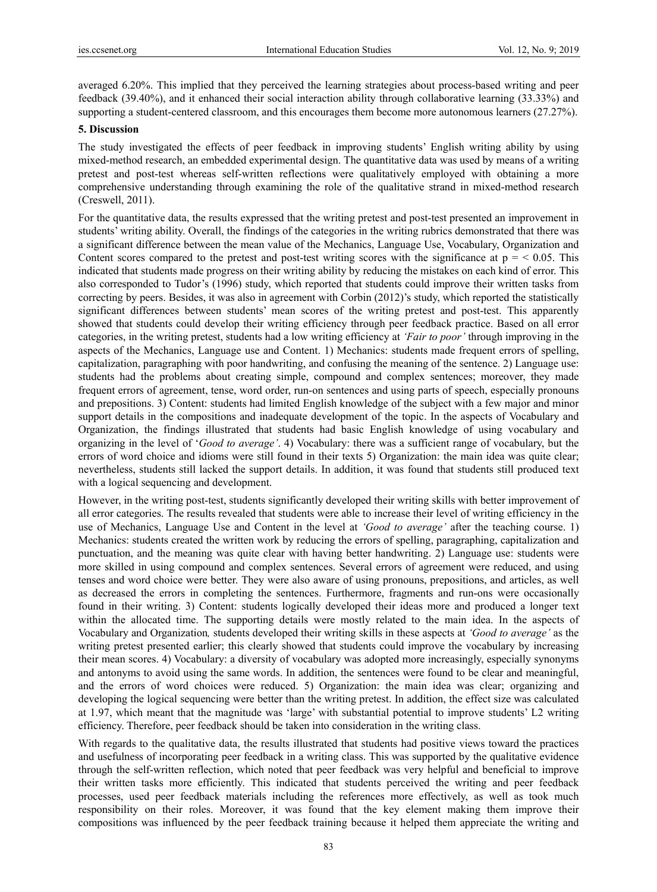averaged 6.20%. This implied that they perceived the learning strategies about process-based writing and peer feedback (39.40%), and it enhanced their social interaction ability through collaborative learning (33.33%) and supporting a student-centered classroom, and this encourages them become more autonomous learners (27.27%).

## 5. Discussion

The study investigated the effects of peer feedback in improving students' English writing ability by using mixed-method research, an embedded experimental design. The quantitative data was used by means of a writing pretest and post-test whereas self-written reflections were qualitatively employed with obtaining a more comprehensive understanding through examining the role of the qualitative strand in mixed-method research (Creswell, 2011).

For the quantitative data, the results expressed that the writing pretest and post-test presented an improvement in students' writing ability. Overall, the findings of the categories in the writing rubrics demonstrated that there was a significant difference between the mean value of the Mechanics, Language Use, Vocabulary, Organization and Content scores compared to the pretest and post-test writing scores with the significance at $p = < 0.05$. This indicated that students made progress on their writing ability by reducing the mistakes on each kind of error. This also corresponded to Tudor's (1996) study, which reported that students could improve their written tasks from correcting by peers. Besides, it was also in agreement with Corbin (2012)'s study, which reported the statistically significant differences between students' mean scores of the writing pretest and post-test. This apparently showed that students could develop their writing efficiency through peer feedback practice. Based on all error categories, in the writing pretest, students had a low writing efficiency at *'Fair to poor'* through improving in the aspects of the Mechanics, Language use and Content. 1) Mechanics: students made frequent errors of spelling, capitalization, paragraphing with poor handwriting, and confusing the meaning of the sentence. 2) Language use: students had the problems about creating simple, compound and complex sentences; moreover, they made frequent errors of agreement, tense, word order, run-on sentences and using parts of speech, especially pronouns and prepositions. 3) Content: students had limited English knowledge of the subject with a few major and minor support details in the compositions and inadequate development of the topic. In the aspects of Vocabulary and Organization, the findings illustrated that students had basic English knowledge of using vocabulary and organizing in the level of '*Good to average'*. 4) Vocabulary: there was a sufficient range of vocabulary, but the errors of word choice and idioms were still found in their texts 5) Organization: the main idea was quite clear; nevertheless, students still lacked the support details. In addition, it was found that students still produced text with a logical sequencing and development.

However, in the writing post-test, students significantly developed their writing skills with better improvement of all error categories. The results revealed that students were able to increase their level of writing efficiency in the use of Mechanics, Language Use and Content in the level at *'Good to average'* after the teaching course. 1) Mechanics: students created the written work by reducing the errors of spelling, paragraphing, capitalization and punctuation, and the meaning was quite clear with having better handwriting. 2) Language use: students were more skilled in using compound and complex sentences. Several errors of agreement were reduced, and using tenses and word choice were better. They were also aware of using pronouns, prepositions, and articles, as well as decreased the errors in completing the sentences. Furthermore, fragments and run-ons were occasionally found in their writing. 3) Content: students logically developed their ideas more and produced a longer text within the allocated time. The supporting details were mostly related to the main idea. In the aspects of Vocabulary and Organization*,* students developed their writing skills in these aspects at *'Good to average'* as the writing pretest presented earlier; this clearly showed that students could improve the vocabulary by increasing their mean scores. 4) Vocabulary: a diversity of vocabulary was adopted more increasingly, especially synonyms and antonyms to avoid using the same words. In addition, the sentences were found to be clear and meaningful, and the errors of word choices were reduced. 5) Organization: the main idea was clear; organizing and developing the logical sequencing were better than the writing pretest. In addition, the effect size was calculated at 1.97, which meant that the magnitude was 'large' with substantial potential to improve students' L2 writing efficiency. Therefore, peer feedback should be taken into consideration in the writing class.

With regards to the qualitative data, the results illustrated that students had positive views toward the practices and usefulness of incorporating peer feedback in a writing class. This was supported by the qualitative evidence through the self-written reflection, which noted that peer feedback was very helpful and beneficial to improve their written tasks more efficiently. This indicated that students perceived the writing and peer feedback processes, used peer feedback materials including the references more effectively, as well as took much responsibility on their roles. Moreover, it was found that the key element making them improve their compositions was influenced by the peer feedback training because it helped them appreciate the writing and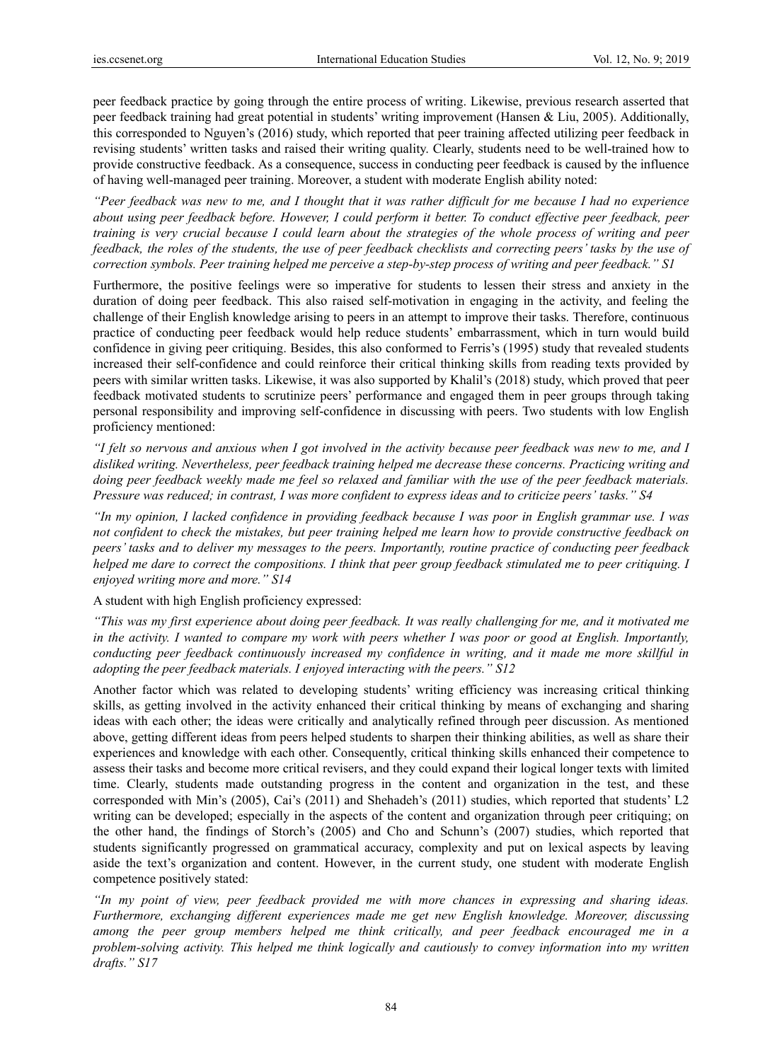peer feedback practice by going through the entire process of writing. Likewise, previous research asserted that peer feedback training had great potential in students' writing improvement (Hansen & Liu, 2005). Additionally, this corresponded to Nguyen's (2016) study, which reported that peer training affected utilizing peer feedback in revising students' written tasks and raised their writing quality. Clearly, students need to be well-trained how to provide constructive feedback. As a consequence, success in conducting peer feedback is caused by the influence of having well-managed peer training. Moreover, a student with moderate English ability noted:

*"Peer feedback was new to me, and I thought that it was rather difficult for me because I had no experience about using peer feedback before. However, I could perform it better. To conduct effective peer feedback, peer training is very crucial because I could learn about the strategies of the whole process of writing and peer feedback, the roles of the students, the use of peer feedback checklists and correcting peers' tasks by the use of correction symbols. Peer training helped me perceive a step-by-step process of writing and peer feedback." S1*

Furthermore, the positive feelings were so imperative for students to lessen their stress and anxiety in the duration of doing peer feedback. This also raised self-motivation in engaging in the activity, and feeling the challenge of their English knowledge arising to peers in an attempt to improve their tasks. Therefore, continuous practice of conducting peer feedback would help reduce students' embarrassment, which in turn would build confidence in giving peer critiquing. Besides, this also conformed to Ferris's (1995) study that revealed students increased their self-confidence and could reinforce their critical thinking skills from reading texts provided by peers with similar written tasks. Likewise, it was also supported by Khalil's (2018) study, which proved that peer feedback motivated students to scrutinize peers' performance and engaged them in peer groups through taking personal responsibility and improving self-confidence in discussing with peers. Two students with low English proficiency mentioned:

*"I felt so nervous and anxious when I got involved in the activity because peer feedback was new to me, and I disliked writing. Nevertheless, peer feedback training helped me decrease these concerns. Practicing writing and doing peer feedback weekly made me feel so relaxed and familiar with the use of the peer feedback materials. Pressure was reduced; in contrast, I was more confident to express ideas and to criticize peers' tasks." S4*

*"In my opinion, I lacked confidence in providing feedback because I was poor in English grammar use. I was not confident to check the mistakes, but peer training helped me learn how to provide constructive feedback on peers' tasks and to deliver my messages to the peers. Importantly, routine practice of conducting peer feedback helped me dare to correct the compositions. I think that peer group feedback stimulated me to peer critiquing. I enjoyed writing more and more." S14*

A student with high English proficiency expressed:

*"This was my first experience about doing peer feedback. It was really challenging for me, and it motivated me in the activity. I wanted to compare my work with peers whether I was poor or good at English. Importantly, conducting peer feedback continuously increased my confidence in writing, and it made me more skillful in adopting the peer feedback materials. I enjoyed interacting with the peers." S12*

Another factor which was related to developing students' writing efficiency was increasing critical thinking skills, as getting involved in the activity enhanced their critical thinking by means of exchanging and sharing ideas with each other; the ideas were critically and analytically refined through peer discussion. As mentioned above, getting different ideas from peers helped students to sharpen their thinking abilities, as well as share their experiences and knowledge with each other. Consequently, critical thinking skills enhanced their competence to assess their tasks and become more critical revisers, and they could expand their logical longer texts with limited time. Clearly, students made outstanding progress in the content and organization in the test, and these corresponded with Min's (2005), Cai's (2011) and Shehadeh's (2011) studies, which reported that students' L2 writing can be developed; especially in the aspects of the content and organization through peer critiquing; on the other hand, the findings of Storch's (2005) and Cho and Schunn's (2007) studies, which reported that students significantly progressed on grammatical accuracy, complexity and put on lexical aspects by leaving aside the text's organization and content. However, in the current study, one student with moderate English competence positively stated:

*"In my point of view, peer feedback provided me with more chances in expressing and sharing ideas. Furthermore, exchanging different experiences made me get new English knowledge. Moreover, discussing among the peer group members helped me think critically, and peer feedback encouraged me in a problem-solving activity. This helped me think logically and cautiously to convey information into my written drafts." S17*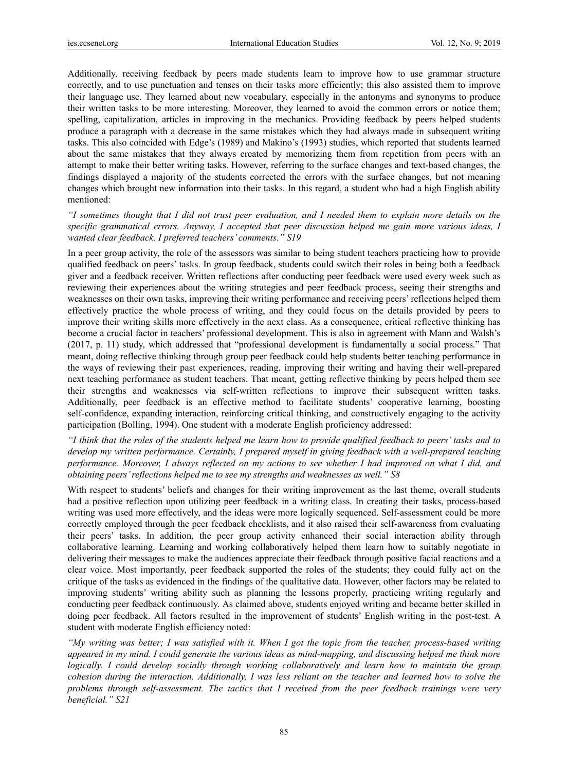Additionally, receiving feedback by peers made students learn to improve how to use grammar structure correctly, and to use punctuation and tenses on their tasks more efficiently; this also assisted them to improve their language use. They learned about new vocabulary, especially in the antonyms and synonyms to produce their written tasks to be more interesting. Moreover, they learned to avoid the common errors or notice them; spelling, capitalization, articles in improving in the mechanics. Providing feedback by peers helped students produce a paragraph with a decrease in the same mistakes which they had always made in subsequent writing tasks. This also coincided with Edge's (1989) and Makino's (1993) studies, which reported that students learned about the same mistakes that they always created by memorizing them from repetition from peers with an attempt to make their better writing tasks. However, referring to the surface changes and text-based changes, the findings displayed a majority of the students corrected the errors with the surface changes, but not meaning changes which brought new information into their tasks. In this regard, a student who had a high English ability mentioned:

*"I sometimes thought that I did not trust peer evaluation, and I needed them to explain more details on the specific grammatical errors. Anyway, I accepted that peer discussion helped me gain more various ideas, I wanted clear feedback. I preferred teachers' comments." S19*

In a peer group activity, the role of the assessors was similar to being student teachers practicing how to provide qualified feedback on peers' tasks. In group feedback, students could switch their roles in being both a feedback giver and a feedback receiver. Written reflections after conducting peer feedback were used every week such as reviewing their experiences about the writing strategies and peer feedback process, seeing their strengths and weaknesses on their own tasks, improving their writing performance and receiving peers' reflections helped them effectively practice the whole process of writing, and they could focus on the details provided by peers to improve their writing skills more effectively in the next class. As a consequence, critical reflective thinking has become a crucial factor in teachers' professional development. This is also in agreement with Mann and Walsh's (2017, p. 11) study, which addressed that "professional development is fundamentally a social process." That meant, doing reflective thinking through group peer feedback could help students better teaching performance in the ways of reviewing their past experiences, reading, improving their writing and having their well-prepared next teaching performance as student teachers. That meant, getting reflective thinking by peers helped them see their strengths and weaknesses via self-written reflections to improve their subsequent written tasks. Additionally, peer feedback is an effective method to facilitate students' cooperative learning, boosting self-confidence, expanding interaction, reinforcing critical thinking, and constructively engaging to the activity participation (Bolling, 1994). One student with a moderate English proficiency addressed:

*"I think that the roles of the students helped me learn how to provide qualified feedback to peers' tasks and to develop my written performance. Certainly, I prepared myself in giving feedback with a well-prepared teaching performance. Moreover, I always reflected on my actions to see whether I had improved on what I did, and obtaining peers' reflections helped me to see my strengths and weaknesses as well." S8*

With respect to students' beliefs and changes for their writing improvement as the last theme, overall students had a positive reflection upon utilizing peer feedback in a writing class. In creating their tasks, process-based writing was used more effectively, and the ideas were more logically sequenced. Self-assessment could be more correctly employed through the peer feedback checklists, and it also raised their self-awareness from evaluating their peers' tasks. In addition, the peer group activity enhanced their social interaction ability through collaborative learning. Learning and working collaboratively helped them learn how to suitably negotiate in delivering their messages to make the audiences appreciate their feedback through positive facial reactions and a clear voice. Most importantly, peer feedback supported the roles of the students; they could fully act on the critique of the tasks as evidenced in the findings of the qualitative data. However, other factors may be related to improving students' writing ability such as planning the lessons properly, practicing writing regularly and conducting peer feedback continuously. As claimed above, students enjoyed writing and became better skilled in doing peer feedback. All factors resulted in the improvement of students' English writing in the post-test. A student with moderate English efficiency noted:

*"My writing was better; I was satisfied with it. When I got the topic from the teacher, process-based writing appeared in my mind. I could generate the various ideas as mind-mapping, and discussing helped me think more logically. I could develop socially through working collaboratively and learn how to maintain the group cohesion during the interaction. Additionally, I was less reliant on the teacher and learned how to solve the problems through self-assessment. The tactics that I received from the peer feedback trainings were very beneficial." S21*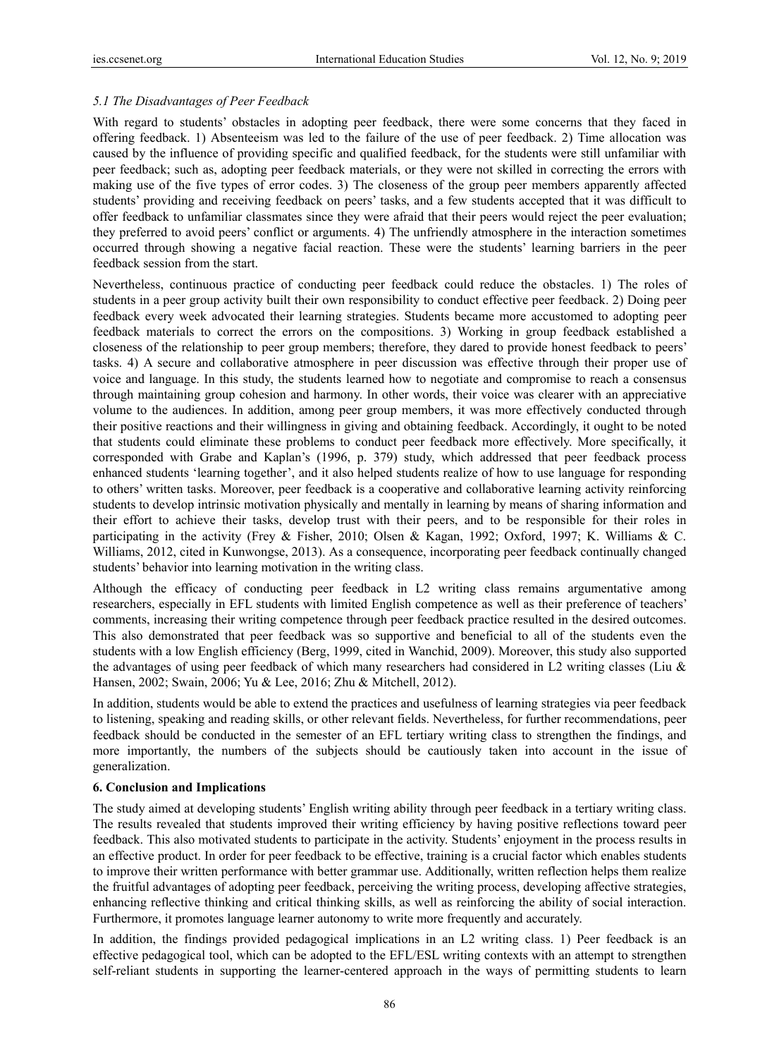### *5.1 The Disadvantages of Peer Feedback*

With regard to students' obstacles in adopting peer feedback, there were some concerns that they faced in offering feedback. 1) Absenteeism was led to the failure of the use of peer feedback. 2) Time allocation was caused by the influence of providing specific and qualified feedback, for the students were still unfamiliar with peer feedback; such as, adopting peer feedback materials, or they were not skilled in correcting the errors with making use of the five types of error codes. 3) The closeness of the group peer members apparently affected students' providing and receiving feedback on peers' tasks, and a few students accepted that it was difficult to offer feedback to unfamiliar classmates since they were afraid that their peers would reject the peer evaluation; they preferred to avoid peers' conflict or arguments. 4) The unfriendly atmosphere in the interaction sometimes occurred through showing a negative facial reaction. These were the students' learning barriers in the peer feedback session from the start.

Nevertheless, continuous practice of conducting peer feedback could reduce the obstacles. 1) The roles of students in a peer group activity built their own responsibility to conduct effective peer feedback. 2) Doing peer feedback every week advocated their learning strategies. Students became more accustomed to adopting peer feedback materials to correct the errors on the compositions. 3) Working in group feedback established a closeness of the relationship to peer group members; therefore, they dared to provide honest feedback to peers' tasks. 4) A secure and collaborative atmosphere in peer discussion was effective through their proper use of voice and language. In this study, the students learned how to negotiate and compromise to reach a consensus through maintaining group cohesion and harmony. In other words, their voice was clearer with an appreciative volume to the audiences. In addition, among peer group members, it was more effectively conducted through their positive reactions and their willingness in giving and obtaining feedback. Accordingly, it ought to be noted that students could eliminate these problems to conduct peer feedback more effectively. More specifically, it corresponded with Grabe and Kaplan's (1996, p. 379) study, which addressed that peer feedback process enhanced students 'learning together', and it also helped students realize of how to use language for responding to others' written tasks. Moreover, peer feedback is a cooperative and collaborative learning activity reinforcing students to develop intrinsic motivation physically and mentally in learning by means of sharing information and their effort to achieve their tasks, develop trust with their peers, and to be responsible for their roles in participating in the activity (Frey & Fisher, 2010; Olsen & Kagan, 1992; Oxford, 1997; K. Williams & C. Williams, 2012, cited in Kunwongse, 2013). As a consequence, incorporating peer feedback continually changed students' behavior into learning motivation in the writing class.

Although the efficacy of conducting peer feedback in L2 writing class remains argumentative among researchers, especially in EFL students with limited English competence as well as their preference of teachers' comments, increasing their writing competence through peer feedback practice resulted in the desired outcomes. This also demonstrated that peer feedback was so supportive and beneficial to all of the students even the students with a low English efficiency (Berg, 1999, cited in Wanchid, 2009). Moreover, this study also supported the advantages of using peer feedback of which many researchers had considered in L2 writing classes (Liu & Hansen, 2002; Swain, 2006; Yu & Lee, 2016; Zhu & Mitchell, 2012).

In addition, students would be able to extend the practices and usefulness of learning strategies via peer feedback to listening, speaking and reading skills, or other relevant fields. Nevertheless, for further recommendations, peer feedback should be conducted in the semester of an EFL tertiary writing class to strengthen the findings, and more importantly, the numbers of the subjects should be cautiously taken into account in the issue of generalization.

## 6. Conclusion and Implications

The study aimed at developing students' English writing ability through peer feedback in a tertiary writing class. The results revealed that students improved their writing efficiency by having positive reflections toward peer feedback. This also motivated students to participate in the activity. Students' enjoyment in the process results in an effective product. In order for peer feedback to be effective, training is a crucial factor which enables students to improve their written performance with better grammar use. Additionally, written reflection helps them realize the fruitful advantages of adopting peer feedback, perceiving the writing process, developing affective strategies, enhancing reflective thinking and critical thinking skills, as well as reinforcing the ability of social interaction. Furthermore, it promotes language learner autonomy to write more frequently and accurately.

In addition, the findings provided pedagogical implications in an L2 writing class. 1) Peer feedback is an effective pedagogical tool, which can be adopted to the EFL/ESL writing contexts with an attempt to strengthen self-reliant students in supporting the learner-centered approach in the ways of permitting students to learn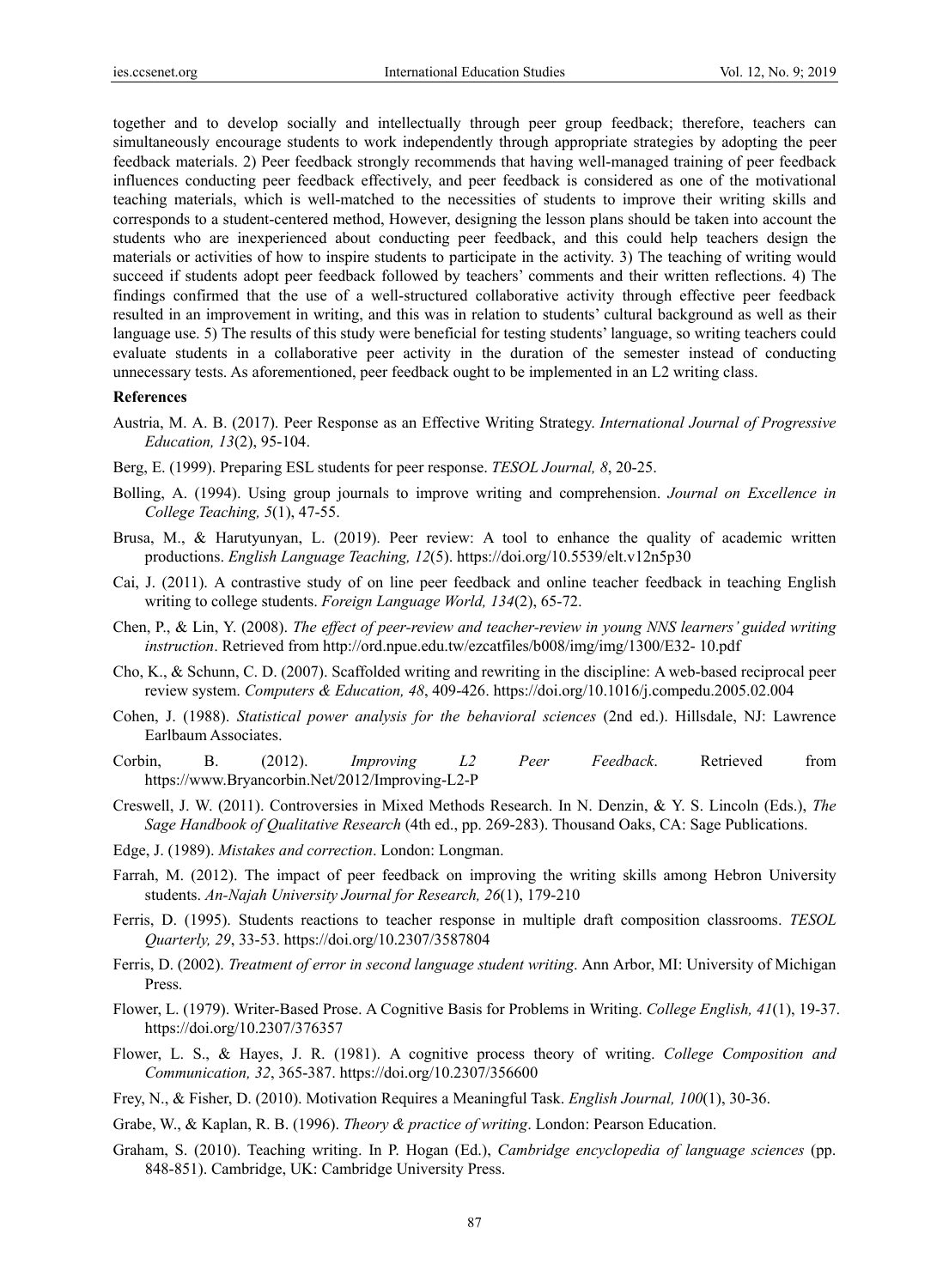together and to develop socially and intellectually through peer group feedback; therefore, teachers can simultaneously encourage students to work independently through appropriate strategies by adopting the peer feedback materials. 2) Peer feedback strongly recommends that having well-managed training of peer feedback influences conducting peer feedback effectively, and peer feedback is considered as one of the motivational teaching materials, which is well-matched to the necessities of students to improve their writing skills and corresponds to a student-centered method, However, designing the lesson plans should be taken into account the students who are inexperienced about conducting peer feedback, and this could help teachers design the materials or activities of how to inspire students to participate in the activity. 3) The teaching of writing would succeed if students adopt peer feedback followed by teachers' comments and their written reflections. 4) The findings confirmed that the use of a well-structured collaborative activity through effective peer feedback resulted in an improvement in writing, and this was in relation to students' cultural background as well as their language use. 5) The results of this study were beneficial for testing students' language, so writing teachers could evaluate students in a collaborative peer activity in the duration of the semester instead of conducting unnecessary tests. As aforementioned, peer feedback ought to be implemented in an L2 writing class.

**References**

Austria, M. A. B. (2017). Peer Response as an Effective Writing Strategy. *International Journal of Progressive Education, 13*(2), 95-104.

Berg, E. (1999). Preparing ESL students for peer response. *TESOL Journal, 8*, 20-25.

Bolling, A. (1994). Using group journals to improve writing and comprehension. *Journal on Excellence in College Teaching, 5*(1), 47-55.

Brusa, M., & Harutyunyan, L. (2019). Peer review: A tool to enhance the quality of academic written productions. *English Language Teaching, 12*(5). https://doi.org/10.5539/elt.v12n5p30

Cai, J. (2011). A contrastive study of on line peer feedback and online teacher feedback in teaching English writing to college students. *Foreign Language World, 134*(2), 65-72.

Chen, P., & Lin, Y. (2008). *The effect of peer-review and teacher-review in young NNS learners' guided writing instruction*. Retrieved from http://ord.npue.edu.tw/ezcatfiles/b008/img/img/1300/E32- 10.pdf

Cho, K., & Schunn, C. D. (2007). Scaffolded writing and rewriting in the discipline: A web-based reciprocal peer review system. *Computers & Education, 48*, 409-426. https://doi.org/10.1016/j.compedu.2005.02.004

Cohen, J. (1988). *Statistical power analysis for the behavioral sciences* (2nd ed.). Hillsdale, NJ: Lawrence Earlbaum Associates.

Corbin, B. (2012). *Improving L2 Peer Feedback*. Retrieved from https://www.Bryancorbin.Net/2012/Improving-L2-P

Creswell, J. W. (2011). Controversies in Mixed Methods Research. In N. Denzin, & Y. S. Lincoln (Eds.), *The Sage Handbook of Qualitative Research* (4th ed., pp. 269-283). Thousand Oaks, CA: Sage Publications.

Edge, J. (1989). *Mistakes and correction*. London: Longman.

Farrah, M. (2012). The impact of peer feedback on improving the writing skills among Hebron University students. *An-Najah University Journal for Research, 26*(1), 179-210

Ferris, D. (1995). Students reactions to teacher response in multiple draft composition classrooms. *TESOL Quarterly, 29*, 33-53. https://doi.org/10.2307/3587804

Ferris, D. (2002). *Treatment of error in second language student writing*. Ann Arbor, MI: University of Michigan Press.

Flower, L. (1979). Writer-Based Prose. A Cognitive Basis for Problems in Writing. *College English, 41*(1), 19-37. https://doi.org/10.2307/376357

Flower, L. S., & Hayes, J. R. (1981). A cognitive process theory of writing. *College Composition and Communication, 32*, 365-387. https://doi.org/10.2307/356600

Frey, N., & Fisher, D. (2010). Motivation Requires a Meaningful Task. *English Journal, 100*(1), 30-36.

Grabe, W., & Kaplan, R. B. (1996). *Theory & practice of writing*. London: Pearson Education.

Graham, S. (2010). Teaching writing. In P. Hogan (Ed.), *Cambridge encyclopedia of language sciences* (pp. 848-851). Cambridge, UK: Cambridge University Press.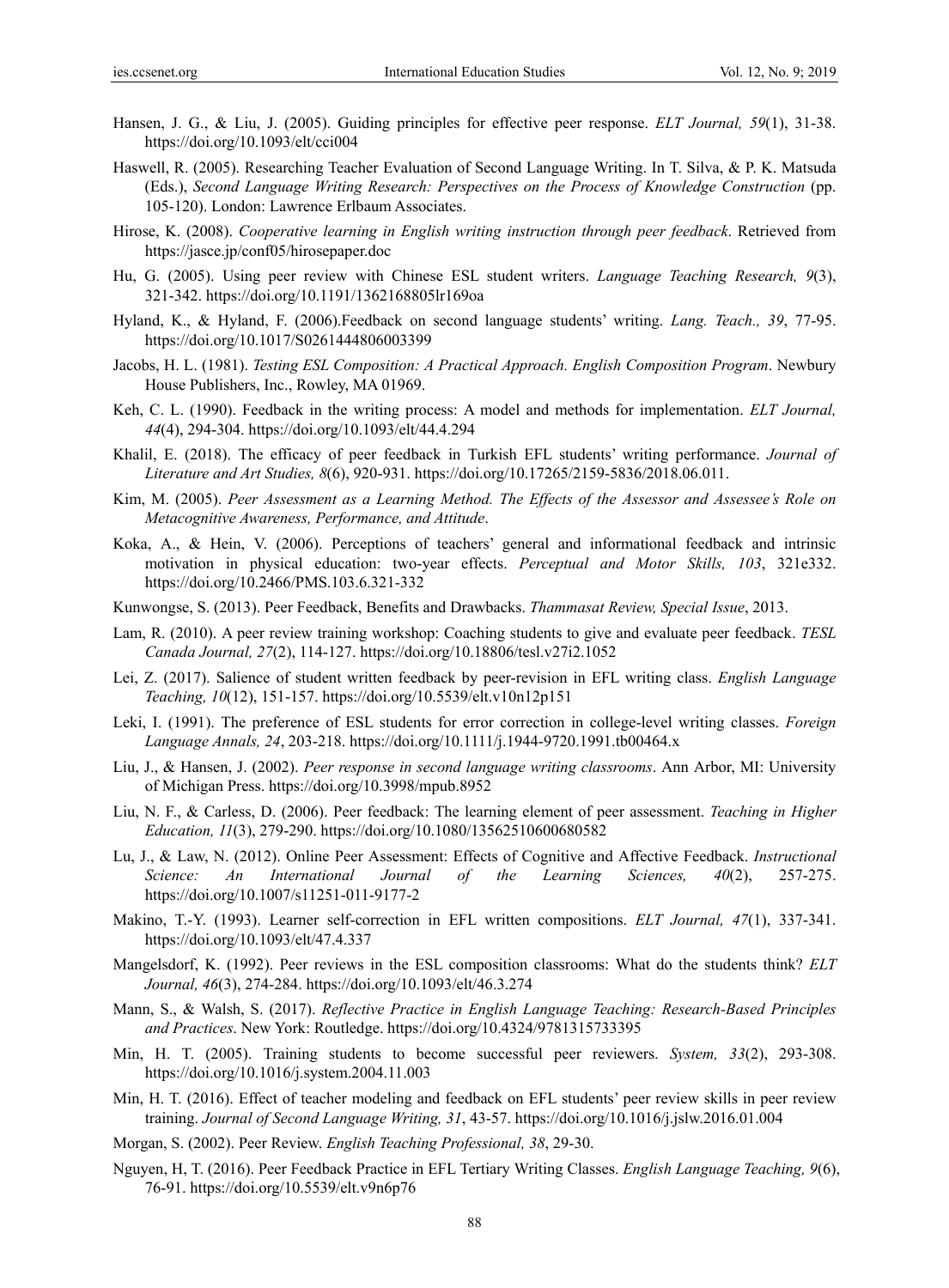Hansen, J. G., & Liu, J. (2005). Guiding principles for effective peer response. *ELT Journal, 59*(1), 31-38. https://doi.org/10.1093/elt/cci004

Haswell, R. (2005). Researching Teacher Evaluation of Second Language Writing. In T. Silva, & P. K. Matsuda (Eds.), *Second Language Writing Research: Perspectives on the Process of Knowledge Construction* (pp. 105-120). London: Lawrence Erlbaum Associates.

Hirose, K. (2008). *Cooperative learning in English writing instruction through peer feedback*. Retrieved from https://jasce.jp/conf05/hirosepaper.doc

Hu, G. (2005). Using peer review with Chinese ESL student writers. *Language Teaching Research, 9*(3), 321-342. https://doi.org/10.1191/1362168805lr169oa

Hyland, K., & Hyland, F. (2006).Feedback on second language students' writing. *Lang. Teach., 39*, 77-95. https://doi.org/10.1017/S0261444806003399

Jacobs, H. L. (1981). *Testing ESL Composition: A Practical Approach. English Composition Program*. Newbury House Publishers, Inc., Rowley, MA 01969.

Keh, C. L. (1990). Feedback in the writing process: A model and methods for implementation. *ELT Journal, 44*(4), 294-304. https://doi.org/10.1093/elt/44.4.294

Khalil, E. (2018). The efficacy of peer feedback in Turkish EFL students' writing performance. *Journal of Literature and Art Studies, 8*(6), 920-931. https://doi.org/10.17265/2159-5836/2018.06.011.

Kim, M. (2005). *Peer Assessment as a Learning Method. The Effects of the Assessor and Assessee's Role on Metacognitive Awareness, Performance, and Attitude*.

Koka, A., & Hein, V. (2006). Perceptions of teachers' general and informational feedback and intrinsic motivation in physical education: two-year effects. *Perceptual and Motor Skills, 103*, 321e332. https://doi.org/10.2466/PMS.103.6.321-332

Kunwongse, S. (2013). Peer Feedback, Benefits and Drawbacks. *Thammasat Review, Special Issue*, 2013.

Lam, R. (2010). A peer review training workshop: Coaching students to give and evaluate peer feedback. *TESL Canada Journal, 27*(2), 114-127. https://doi.org/10.18806/tesl.v27i2.1052

Lei, Z. (2017). Salience of student written feedback by peer-revision in EFL writing class. *English Language Teaching, 10*(12), 151-157. https://doi.org/10.5539/elt.v10n12p151

Leki, I. (1991). The preference of ESL students for error correction in college-level writing classes. *Foreign Language Annals, 24*, 203-218. https://doi.org/10.1111/j.1944-9720.1991.tb00464.x

Liu, J., & Hansen, J. (2002). *Peer response in second language writing classrooms*. Ann Arbor, MI: University of Michigan Press. https://doi.org/10.3998/mpub.8952

Liu, N. F., & Carless, D. (2006). Peer feedback: The learning element of peer assessment. *Teaching in Higher Education, 11*(3), 279-290. https://doi.org/10.1080/13562510600680582

Lu, J., & Law, N. (2012). Online Peer Assessment: Effects of Cognitive and Affective Feedback. *Instructional Science: An International Journal of the Learning Sciences, 40*(2), 257-275. https://doi.org/10.1007/s11251-011-9177-2

Makino, T.-Y. (1993). Learner self-correction in EFL written compositions. *ELT Journal, 47*(1), 337-341. https://doi.org/10.1093/elt/47.4.337

Mangelsdorf, K. (1992). Peer reviews in the ESL composition classrooms: What do the students think? *ELT Journal, 46*(3), 274-284. https://doi.org/10.1093/elt/46.3.274

Mann, S., & Walsh, S. (2017). *Reflective Practice in English Language Teaching: Research-Based Principles and Practices*. New York: Routledge. https://doi.org/10.4324/9781315733395

Min, H. T. (2005). Training students to become successful peer reviewers. *System, 33*(2), 293-308. https://doi.org/10.1016/j.system.2004.11.003

Min, H. T. (2016). Effect of teacher modeling and feedback on EFL students' peer review skills in peer review training. *Journal of Second Language Writing, 31*, 43-57. https://doi.org/10.1016/j.jslw.2016.01.004

Morgan, S. (2002). Peer Review. *English Teaching Professional, 38*, 29-30.

Nguyen, H, T. (2016). Peer Feedback Practice in EFL Tertiary Writing Classes. *English Language Teaching, 9*(6), 76-91. https://doi.org/10.5539/elt.v9n6p76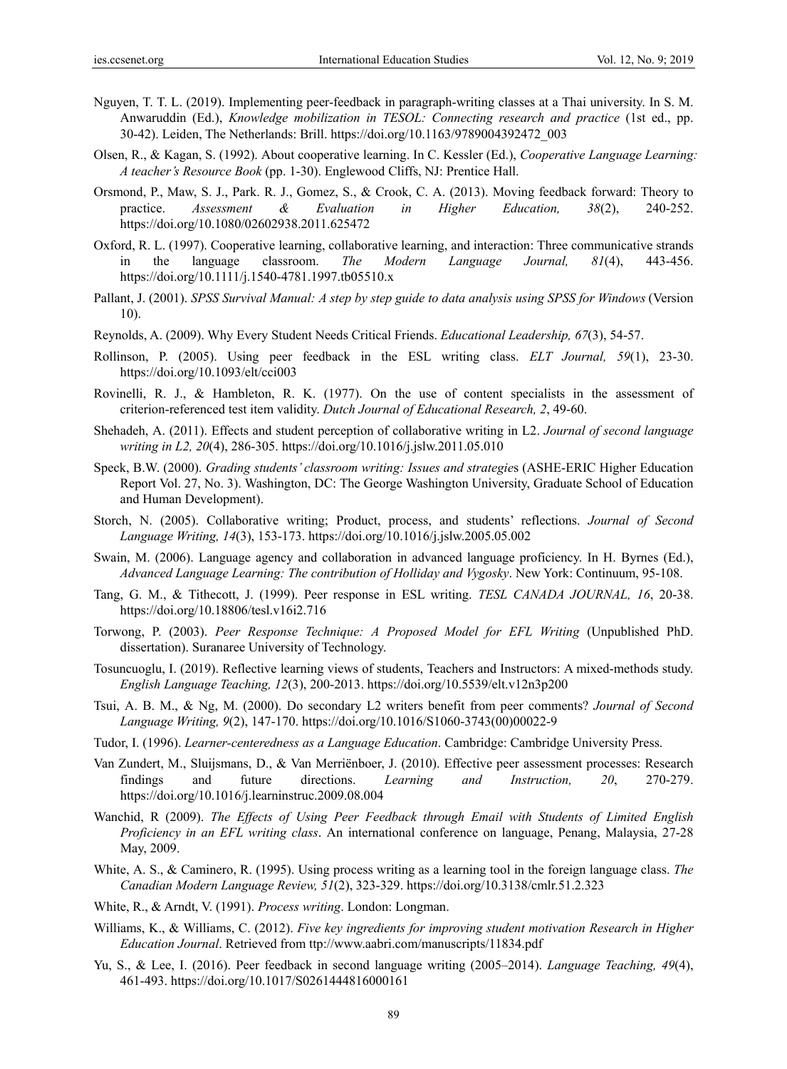Nguyen, T. T. L. (2019). Implementing peer-feedback in paragraph-writing classes at a Thai university. In S. M. Anwaruddin (Ed.), *Knowledge mobilization in TESOL: Connecting research and practice* (1st ed., pp. 30-42). Leiden, The Netherlands: Brill. https://doi.org/10.1163/9789004392472_003

Olsen, R., & Kagan, S. (1992). About cooperative learning. In C. Kessler (Ed.), *Cooperative Language Learning: A teacher's Resource Book* (pp. 1-30). Englewood Cliffs, NJ: Prentice Hall.

Orsmond, P., Maw, S. J., Park. R. J., Gomez, S., & Crook, C. A. (2013). Moving feedback forward: Theory to practice. *Assessment & Evaluation in Higher Education, 38*(2), 240-252. https://doi.org/10.1080/02602938.2011.625472

Oxford, R. L. (1997). Cooperative learning, collaborative learning, and interaction: Three communicative strands in the language classroom. *The Modern Language Journal, 81*(4), 443-456. https://doi.org/10.1111/j.1540-4781.1997.tb05510.x

Pallant, J. (2001). *SPSS Survival Manual: A step by step guide to data analysis using SPSS for Windows* (Version 10).

Reynolds, A. (2009). Why Every Student Needs Critical Friends. *Educational Leadership, 67*(3), 54-57.

Rollinson, P. (2005). Using peer feedback in the ESL writing class. *ELT Journal, 59*(1), 23-30. https://doi.org/10.1093/elt/cci003

Rovinelli, R. J., & Hambleton, R. K. (1977). On the use of content specialists in the assessment of criterion-referenced test item validity. *Dutch Journal of Educational Research, 2*, 49-60.

Shehadeh, A. (2011). Effects and student perception of collaborative writing in L2. *Journal of second language writing in L2, 20*(4), 286-305. https://doi.org/10.1016/j.jslw.2011.05.010

Speck, B.W. (2000). *Grading students' classroom writing: Issues and strategie*s (ASHE-ERIC Higher Education Report Vol. 27, No. 3). Washington, DC: The George Washington University, Graduate School of Education and Human Development).

Storch, N. (2005). Collaborative writing; Product, process, and students' reflections. *Journal of Second Language Writing, 14*(3), 153-173. https://doi.org/10.1016/j.jslw.2005.05.002

Swain, M. (2006). Language agency and collaboration in advanced language proficiency. In H. Byrnes (Ed.), *Advanced Language Learning: The contribution of Holliday and Vygosky*. New York: Continuum, 95-108.

Tang, G. M., & Tithecott, J. (1999). Peer response in ESL writing. *TESL CANADA JOURNAL, 16*, 20-38. https://doi.org/10.18806/tesl.v16i2.716

Torwong, P. (2003). *Peer Response Technique: A Proposed Model for EFL Writing* (Unpublished PhD. dissertation). Suranaree University of Technology.

Tosuncuoglu, I. (2019). Reflective learning views of students, Teachers and Instructors: A mixed-methods study. *English Language Teaching, 12*(3), 200-2013. https://doi.org/10.5539/elt.v12n3p200

Tsui, A. B. M., & Ng, M. (2000). Do secondary L2 writers benefit from peer comments? *Journal of Second Language Writing, 9*(2), 147-170. https://doi.org/10.1016/S1060-3743(00)00022-9

Tudor, I. (1996). *Learner-centeredness as a Language Education*. Cambridge: Cambridge University Press.

Van Zundert, M., Sluijsmans, D., & Van Merriënboer, J. (2010). Effective peer assessment processes: Research findings and future directions. *Learning and Instruction, 20*, 270-279. https://doi.org/10.1016/j.learninstruc.2009.08.004

Wanchid, R (2009). *The Effects of Using Peer Feedback through Email with Students of Limited English Proficiency in an EFL writing class*. An international conference on language, Penang, Malaysia, 27-28 May, 2009.

White, A. S., & Caminero, R. (1995). Using process writing as a learning tool in the foreign language class. *The Canadian Modern Language Review, 51*(2), 323-329. https://doi.org/10.3138/cmlr.51.2.323

White, R., & Arndt, V. (1991). *Process writing*. London: Longman.

Williams, K., & Williams, C. (2012). *Five key ingredients for improving student motivation Research in Higher Education Journal*. Retrieved from ttp://www.aabri.com/manuscripts/11834.pdf

Yu, S., & Lee, I. (2016). Peer feedback in second language writing (2005–2014). *Language Teaching, 49*(4), 461-493. https://doi.org/10.1017/S0261444816000161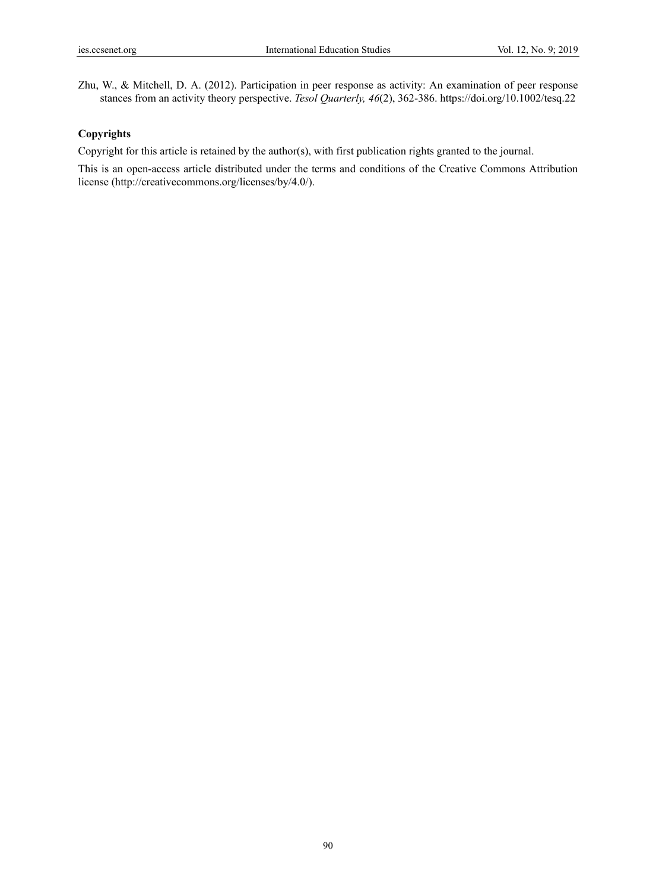Zhu, W., & Mitchell, D. A. (2012). Participation in peer response as activity: An examination of peer response stances from an activity theory perspective. *Tesol Quarterly, 46*(2), 362-386. https://doi.org/10.1002/tesq.22

**Copyrights**

Copyright for this article is retained by the author(s), with first publication rights granted to the journal.

This is an open-access article distributed under the terms and conditions of the Creative Commons Attribution license (http://creativecommons.org/licenses/by/4.0/).